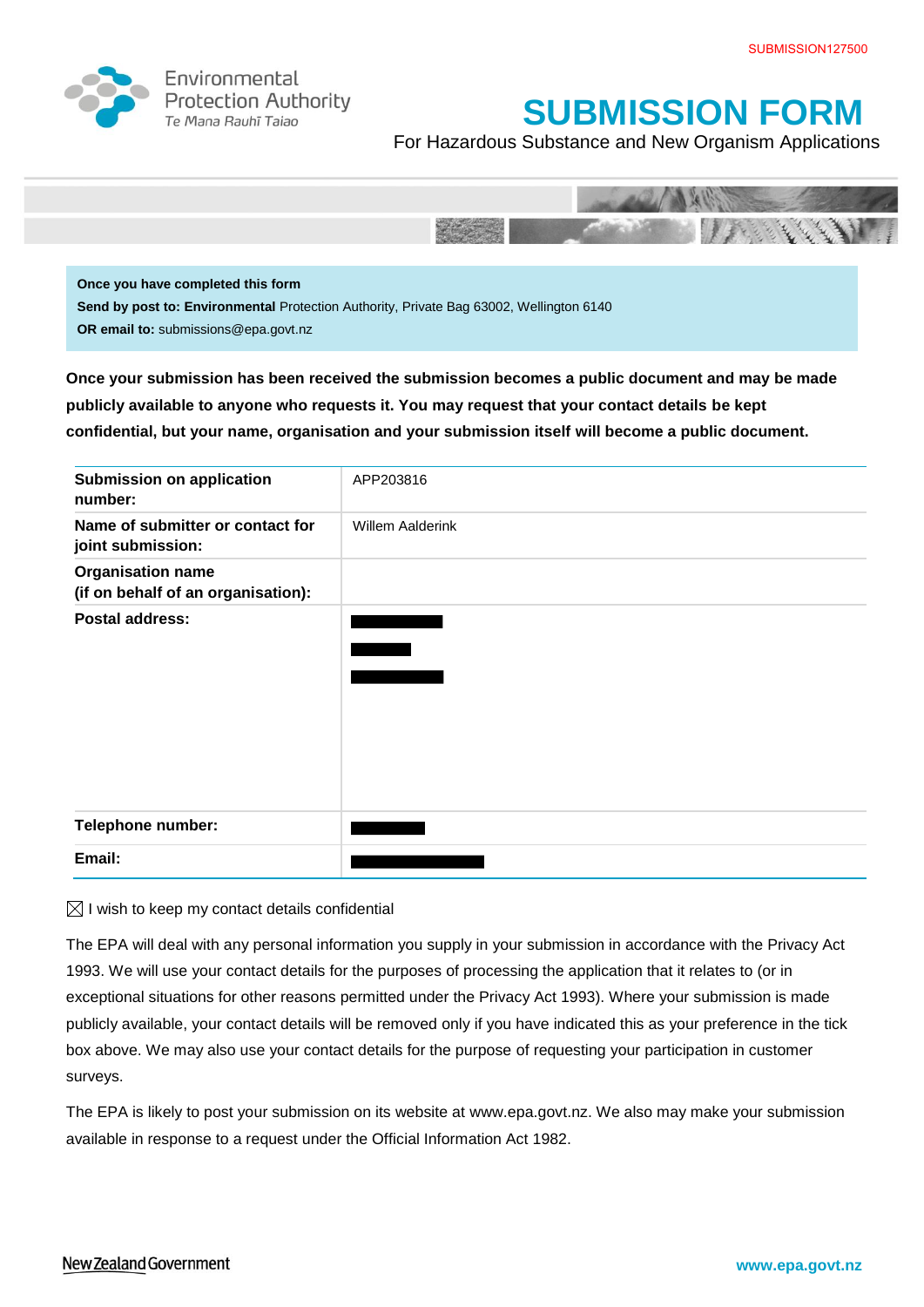SUBMISSION127500

Environmental Protection Authority
*Te Mana Rauhī Taiao*

# SUBMISSION FORM

For Hazardous Substance and New Organism Applications

**Once you have completed this form**
**Send by post to: Environmental** Protection Authority, Private Bag 63002, Wellington 6140
**OR email to:** submissions@epa.govt.nz

**Once your submission has been received the submission becomes a public document and may be made publicly available to anyone who requests it. You may request that your contact details be kept confidential, but your name, organisation and your submission itself will become a public document.**

| | |
|---|---|
| **Submission on application number:** | APP203816 |
| **Name of submitter or contact for joint submission:** | Willem Aalderink |
| **Organisation name (if on behalf of an organisation):** | |
| **Postal address:** | [redacted] |
| **Telephone number:** | [redacted] |
| **Email:** | [redacted] |

☒ I wish to keep my contact details confidential

The EPA will deal with any personal information you supply in your submission in accordance with the Privacy Act 1993. We will use your contact details for the purposes of processing the application that it relates to (or in exceptional situations for other reasons permitted under the Privacy Act 1993). Where your submission is made publicly available, your contact details will be removed only if you have indicated this as your preference in the tick box above. We may also use your contact details for the purpose of requesting your participation in customer surveys.

The EPA is likely to post your submission on its website at www.epa.govt.nz. We also may make your submission available in response to a request under the Official Information Act 1982.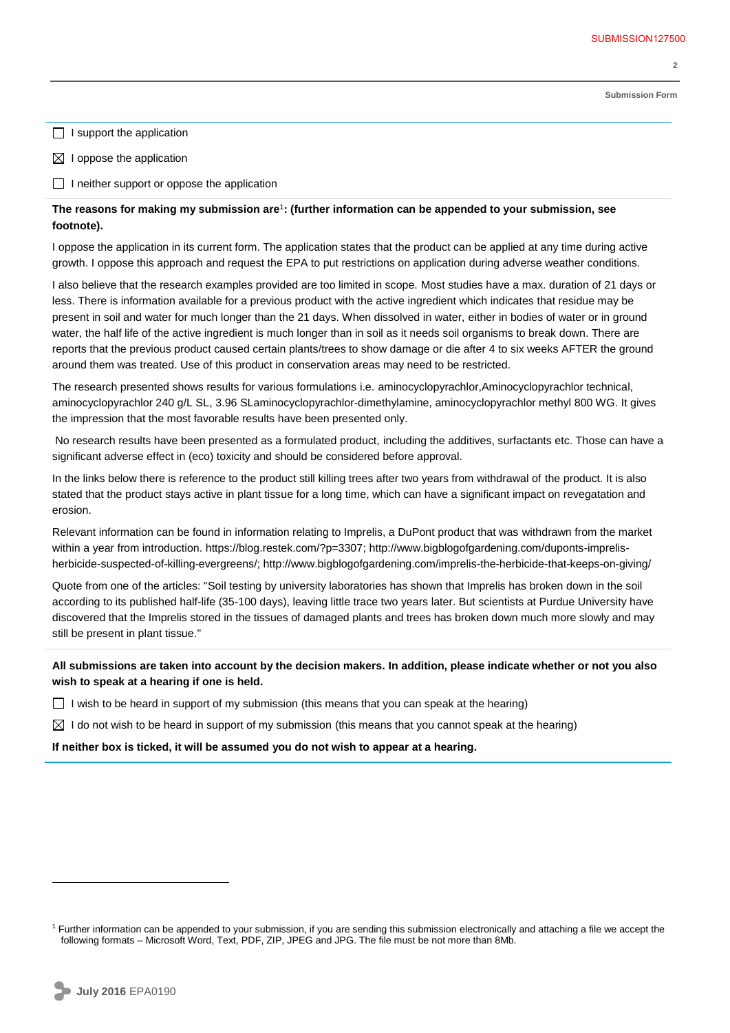☐ I support the application

☒ I oppose the application

☐ I neither support or oppose the application

**The reasons for making my submission are**[1]**: (further information can be appended to your submission, see footnote).**

I oppose the application in its current form. The application states that the product can be applied at any time during active growth. I oppose this approach and request the EPA to put restrictions on application during adverse weather conditions.

I also believe that the research examples provided are too limited in scope. Most studies have a max. duration of 21 days or less. There is information available for a previous product with the active ingredient which indicates that residue may be present in soil and water for much longer than the 21 days. When dissolved in water, either in bodies of water or in ground water, the half life of the active ingredient is much longer than in soil as it needs soil organisms to break down. There are reports that the previous product caused certain plants/trees to show damage or die after 4 to six weeks AFTER the ground around them was treated. Use of this product in conservation areas may need to be restricted.

The research presented shows results for various formulations i.e. aminocyclopyrachlor,Aminocyclopyrachlor technical, aminocyclopyrachlor 240 g/L SL, 3.96 SLaminocyclopyrachlor-dimethylamine, aminocyclopyrachlor methyl 800 WG. It gives the impression that the most favorable results have been presented only.

No research results have been presented as a formulated product, including the additives, surfactants etc. Those can have a significant adverse effect in (eco) toxicity and should be considered before approval.

In the links below there is reference to the product still killing trees after two years from withdrawal of the product. It is also stated that the product stays active in plant tissue for a long time, which can have a significant impact on revegatation and erosion.

Relevant information can be found in information relating to Imprelis, a DuPont product that was withdrawn from the market within a year from introduction. https://blog.restek.com/?p=3307; http://www.bigblogofgardening.com/duponts-imprelis-herbicide-suspected-of-killing-evergreens/; http://www.bigblogofgardening.com/imprelis-the-herbicide-that-keeps-on-giving/

Quote from one of the articles: "Soil testing by university laboratories has shown that Imprelis has broken down in the soil according to its published half-life (35-100 days), leaving little trace two years later. But scientists at Purdue University have discovered that the Imprelis stored in the tissues of damaged plants and trees has broken down much more slowly and may still be present in plant tissue."

**All submissions are taken into account by the decision makers. In addition, please indicate whether or not you also wish to speak at a hearing if one is held.**

☐ I wish to be heard in support of my submission (this means that you can speak at the hearing)

☒ I do not wish to be heard in support of my submission (this means that you cannot speak at the hearing)

**If neither box is ticked, it will be assumed you do not wish to appear at a hearing.**

[1] Further information can be appended to your submission, if you are sending this submission electronically and attaching a file we accept the following formats – Microsoft Word, Text, PDF, ZIP, JPEG and JPG. The file must be not more than 8Mb.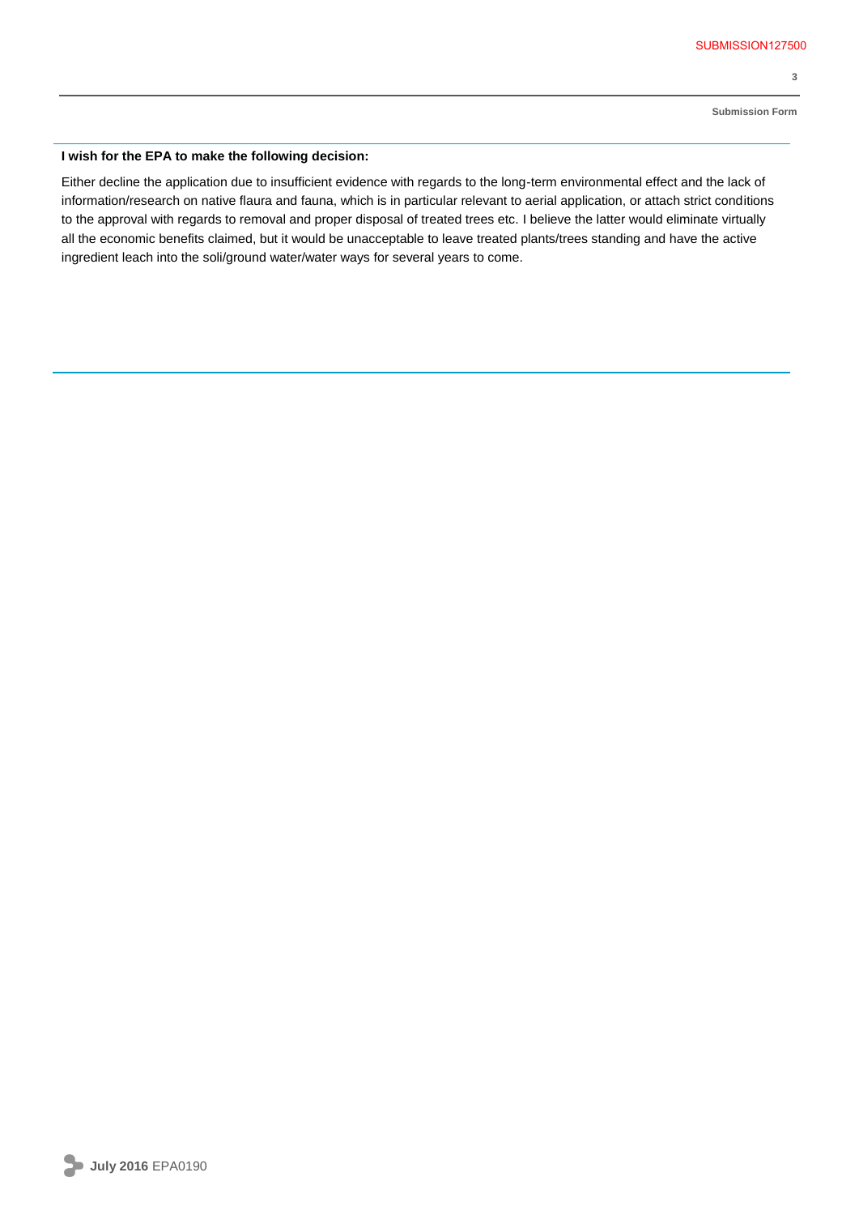**I wish for the EPA to make the following decision:**

Either decline the application due to insufficient evidence with regards to the long-term environmental effect and the lack of information/research on native flaura and fauna, which is in particular relevant to aerial application, or attach strict conditions to the approval with regards to removal and proper disposal of treated trees etc. I believe the latter would eliminate virtually all the economic benefits claimed, but it would be unacceptable to leave treated plants/trees standing and have the active ingredient leach into the soli/ground water/water ways for several years to come.